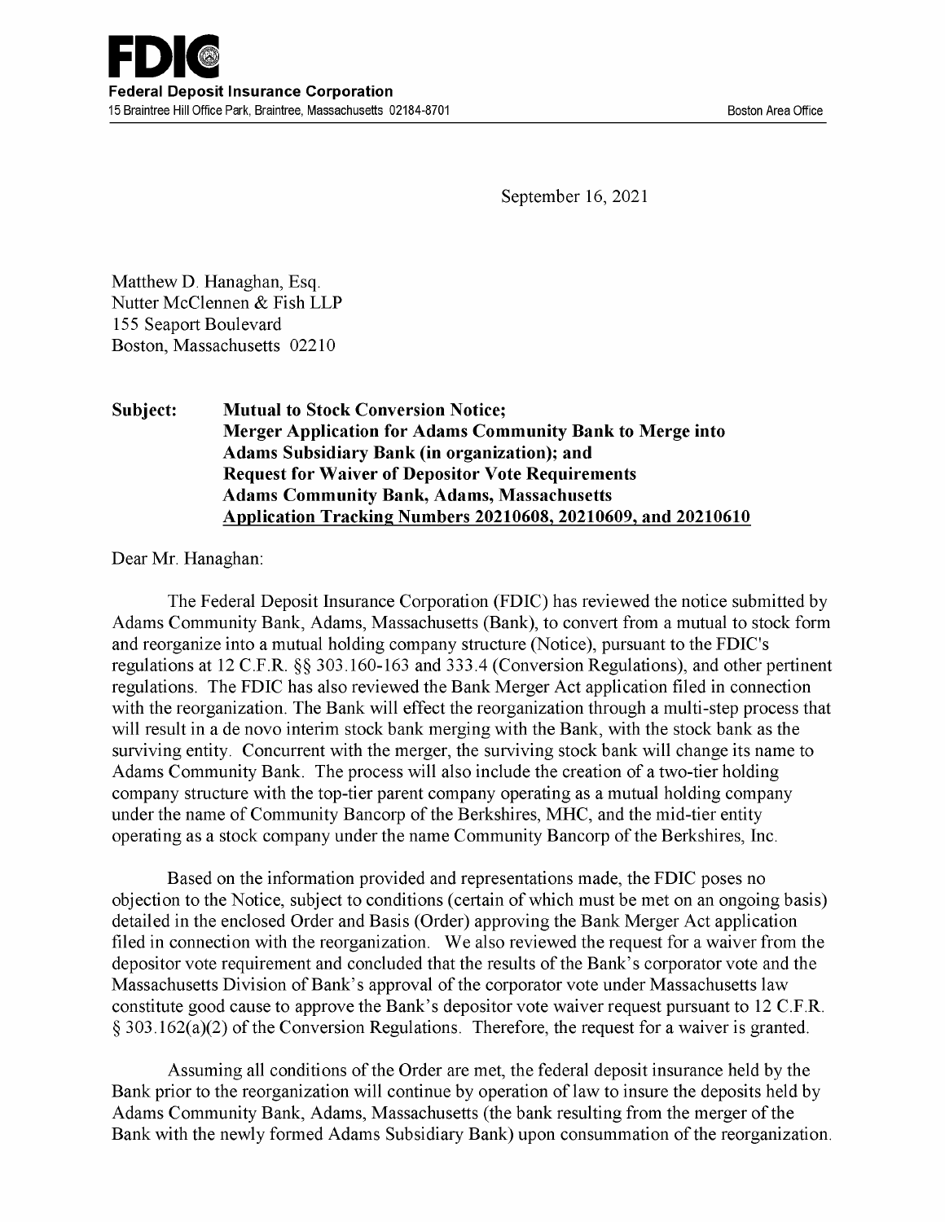**FDIC**
**Federal Deposit Insurance Corporation**
15 Braintree Hill Office Park, Braintree, Massachusetts 02184-8701 Boston Area Office

September 16, 2021

Matthew D. Hanaghan, Esq.
Nutter McClennen & Fish LLP
155 Seaport Boulevard
Boston, Massachusetts 02210

**Subject: Mutual to Stock Conversion Notice;**
**Merger Application for Adams Community Bank to Merge into Adams Subsidiary Bank (in organization); and**
**Request for Waiver of Depositor Vote Requirements**
**Adams Community Bank, Adams, Massachusetts**
**Application Tracking Numbers 20210608, 20210609, and 20210610**

Dear Mr. Hanaghan:

The Federal Deposit Insurance Corporation (FDIC) has reviewed the notice submitted by Adams Community Bank, Adams, Massachusetts (Bank), to convert from a mutual to stock form and reorganize into a mutual holding company structure (Notice), pursuant to the FDIC's regulations at 12 C.F.R. §§ 303.160-163 and 333.4 (Conversion Regulations), and other pertinent regulations. The FDIC has also reviewed the Bank Merger Act application filed in connection with the reorganization. The Bank will effect the reorganization through a multi-step process that will result in a de novo interim stock bank merging with the Bank, with the stock bank as the surviving entity. Concurrent with the merger, the surviving stock bank will change its name to Adams Community Bank. The process will also include the creation of a two-tier holding company structure with the top-tier parent company operating as a mutual holding company under the name of Community Bancorp of the Berkshires, MHC, and the mid-tier entity operating as a stock company under the name Community Bancorp of the Berkshires, Inc.

Based on the information provided and representations made, the FDIC poses no objection to the Notice, subject to conditions (certain of which must be met on an ongoing basis) detailed in the enclosed Order and Basis (Order) approving the Bank Merger Act application filed in connection with the reorganization. We also reviewed the request for a waiver from the depositor vote requirement and concluded that the results of the Bank's corporator vote and the Massachusetts Division of Bank's approval of the corporator vote under Massachusetts law constitute good cause to approve the Bank's depositor vote waiver request pursuant to 12 C.F.R. § 303.162(a)(2) of the Conversion Regulations. Therefore, the request for a waiver is granted.

Assuming all conditions of the Order are met, the federal deposit insurance held by the Bank prior to the reorganization will continue by operation of law to insure the deposits held by Adams Community Bank, Adams, Massachusetts (the bank resulting from the merger of the Bank with the newly formed Adams Subsidiary Bank) upon consummation of the reorganization.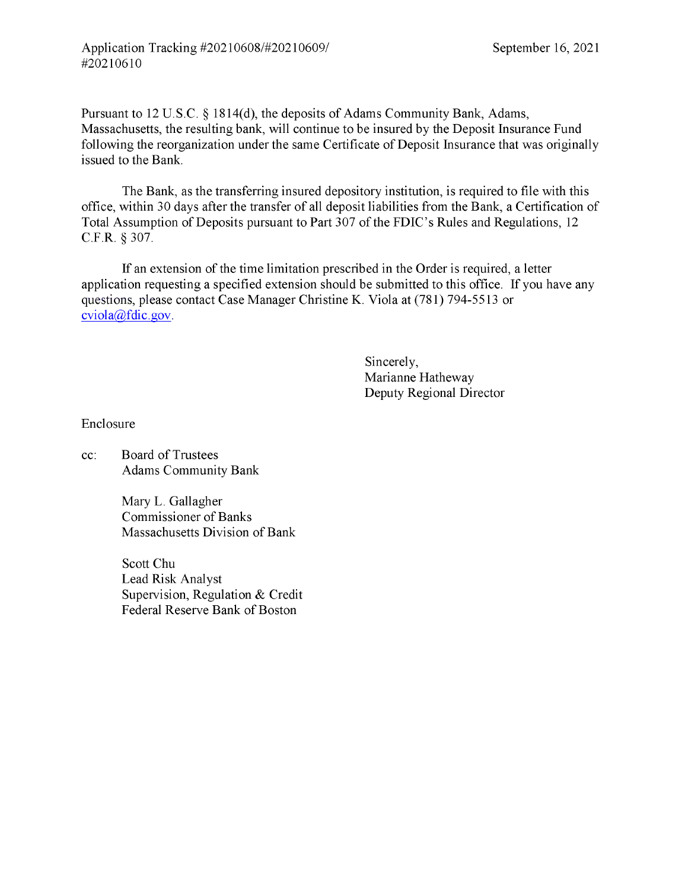Application Tracking #20210608/#20210609/
#20210610

September 16, 2021

Pursuant to 12 U.S.C. § 1814(d), the deposits of Adams Community Bank, Adams, Massachusetts, the resulting bank, will continue to be insured by the Deposit Insurance Fund following the reorganization under the same Certificate of Deposit Insurance that was originally issued to the Bank.

The Bank, as the transferring insured depository institution, is required to file with this office, within 30 days after the transfer of all deposit liabilities from the Bank, a Certification of Total Assumption of Deposits pursuant to Part 307 of the FDIC's Rules and Regulations, 12 C.F.R. § 307.

If an extension of the time limitation prescribed in the Order is required, a letter application requesting a specified extension should be submitted to this office. If you have any questions, please contact Case Manager Christine K. Viola at (781) 794-5513 or cviola@fdic.gov.

Sincerely,
Marianne Hatheway
Deputy Regional Director

Enclosure

cc: Board of Trustees
Adams Community Bank

Mary L. Gallagher
Commissioner of Banks
Massachusetts Division of Bank

Scott Chu
Lead Risk Analyst
Supervision, Regulation & Credit
Federal Reserve Bank of Boston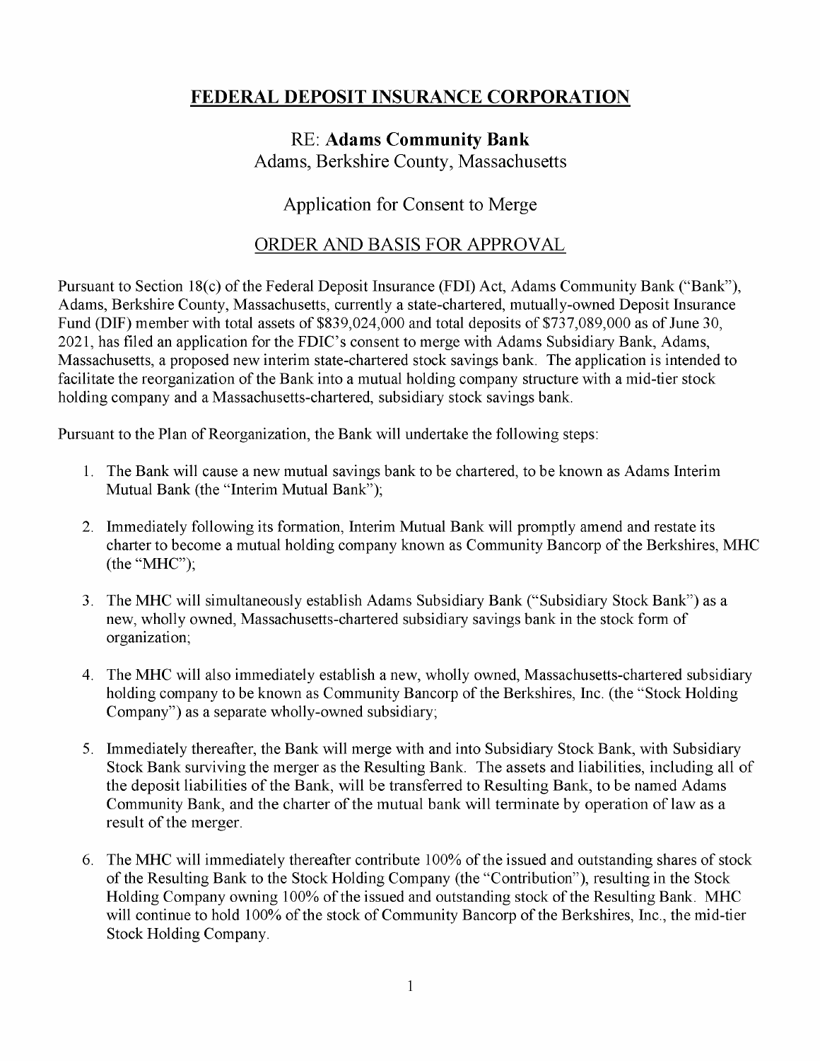# FEDERAL DEPOSIT INSURANCE CORPORATION

## RE: **Adams Community Bank**
Adams, Berkshire County, Massachusetts

## Application for Consent to Merge

## ORDER AND BASIS FOR APPROVAL

Pursuant to Section 18(c) of the Federal Deposit Insurance (FDI) Act, Adams Community Bank ("Bank"), Adams, Berkshire County, Massachusetts, currently a state-chartered, mutually-owned Deposit Insurance Fund (DIF) member with total assets of $839,024,000 and total deposits of $737,089,000 as of June 30, 2021, has filed an application for the FDIC's consent to merge with Adams Subsidiary Bank, Adams, Massachusetts, a proposed new interim state-chartered stock savings bank. The application is intended to facilitate the reorganization of the Bank into a mutual holding company structure with a mid-tier stock holding company and a Massachusetts-chartered, subsidiary stock savings bank.

Pursuant to the Plan of Reorganization, the Bank will undertake the following steps:

1. The Bank will cause a new mutual savings bank to be chartered, to be known as Adams Interim Mutual Bank (the "Interim Mutual Bank");
2. Immediately following its formation, Interim Mutual Bank will promptly amend and restate its charter to become a mutual holding company known as Community Bancorp of the Berkshires, MHC (the "MHC");
3. The MHC will simultaneously establish Adams Subsidiary Bank ("Subsidiary Stock Bank") as a new, wholly owned, Massachusetts-chartered subsidiary savings bank in the stock form of organization;
4. The MHC will also immediately establish a new, wholly owned, Massachusetts-chartered subsidiary holding company to be known as Community Bancorp of the Berkshires, Inc. (the "Stock Holding Company") as a separate wholly-owned subsidiary;
5. Immediately thereafter, the Bank will merge with and into Subsidiary Stock Bank, with Subsidiary Stock Bank surviving the merger as the Resulting Bank. The assets and liabilities, including all of the deposit liabilities of the Bank, will be transferred to Resulting Bank, to be named Adams Community Bank, and the charter of the mutual bank will terminate by operation of law as a result of the merger.
6. The MHC will immediately thereafter contribute 100% of the issued and outstanding shares of stock of the Resulting Bank to the Stock Holding Company (the "Contribution"), resulting in the Stock Holding Company owning 100% of the issued and outstanding stock of the Resulting Bank. MHC will continue to hold 100% of the stock of Community Bancorp of the Berkshires, Inc., the mid-tier Stock Holding Company.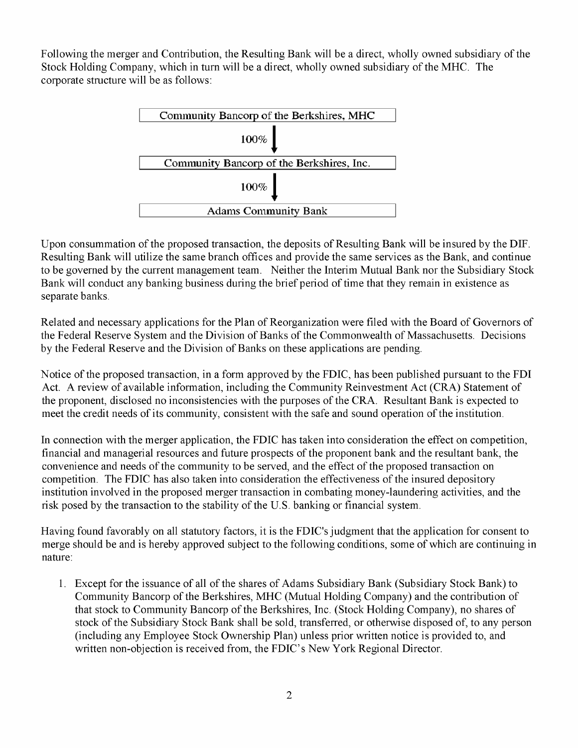Following the merger and Contribution, the Resulting Bank will be a direct, wholly owned subsidiary of the Stock Holding Company, which in turn will be a direct, wholly owned subsidiary of the MHC. The corporate structure will be as follows:

Community Bancorp of the Berkshires, MHC

↓ 100%

Community Bancorp of the Berkshires, Inc.

↓ 100%

Adams Community Bank

Upon consummation of the proposed transaction, the deposits of Resulting Bank will be insured by the DIF. Resulting Bank will utilize the same branch offices and provide the same services as the Bank, and continue to be governed by the current management team. Neither the Interim Mutual Bank nor the Subsidiary Stock Bank will conduct any banking business during the brief period of time that they remain in existence as separate banks.

Related and necessary applications for the Plan of Reorganization were filed with the Board of Governors of the Federal Reserve System and the Division of Banks of the Commonwealth of Massachusetts. Decisions by the Federal Reserve and the Division of Banks on these applications are pending.

Notice of the proposed transaction, in a form approved by the FDIC, has been published pursuant to the FDI Act. A review of available information, including the Community Reinvestment Act (CRA) Statement of the proponent, disclosed no inconsistencies with the purposes of the CRA. Resultant Bank is expected to meet the credit needs of its community, consistent with the safe and sound operation of the institution.

In connection with the merger application, the FDIC has taken into consideration the effect on competition, financial and managerial resources and future prospects of the proponent bank and the resultant bank, the convenience and needs of the community to be served, and the effect of the proposed transaction on competition. The FDIC has also taken into consideration the effectiveness of the insured depository institution involved in the proposed merger transaction in combating money-laundering activities, and the risk posed by the transaction to the stability of the U.S. banking or financial system.

Having found favorably on all statutory factors, it is the FDIC's judgment that the application for consent to merge should be and is hereby approved subject to the following conditions, some of which are continuing in nature:

1. Except for the issuance of all of the shares of Adams Subsidiary Bank (Subsidiary Stock Bank) to Community Bancorp of the Berkshires, MHC (Mutual Holding Company) and the contribution of that stock to Community Bancorp of the Berkshires, Inc. (Stock Holding Company), no shares of stock of the Subsidiary Stock Bank shall be sold, transferred, or otherwise disposed of, to any person (including any Employee Stock Ownership Plan) unless prior written notice is provided to, and written non-objection is received from, the FDIC's New York Regional Director.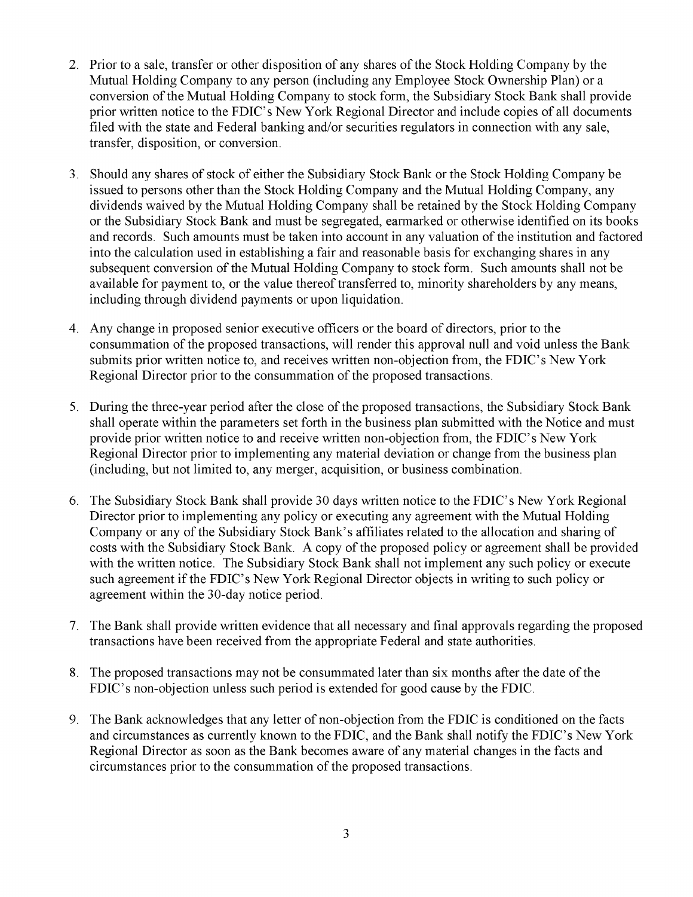2. Prior to a sale, transfer or other disposition of any shares of the Stock Holding Company by the Mutual Holding Company to any person (including any Employee Stock Ownership Plan) or a conversion of the Mutual Holding Company to stock form, the Subsidiary Stock Bank shall provide prior written notice to the FDIC's New York Regional Director and include copies of all documents filed with the state and Federal banking and/or securities regulators in connection with any sale, transfer, disposition, or conversion.

3. Should any shares of stock of either the Subsidiary Stock Bank or the Stock Holding Company be issued to persons other than the Stock Holding Company and the Mutual Holding Company, any dividends waived by the Mutual Holding Company shall be retained by the Stock Holding Company or the Subsidiary Stock Bank and must be segregated, earmarked or otherwise identified on its books and records. Such amounts must be taken into account in any valuation of the institution and factored into the calculation used in establishing a fair and reasonable basis for exchanging shares in any subsequent conversion of the Mutual Holding Company to stock form. Such amounts shall not be available for payment to, or the value thereof transferred to, minority shareholders by any means, including through dividend payments or upon liquidation.

4. Any change in proposed senior executive officers or the board of directors, prior to the consummation of the proposed transactions, will render this approval null and void unless the Bank submits prior written notice to, and receives written non-objection from, the FDIC's New York Regional Director prior to the consummation of the proposed transactions.

5. During the three-year period after the close of the proposed transactions, the Subsidiary Stock Bank shall operate within the parameters set forth in the business plan submitted with the Notice and must provide prior written notice to and receive written non-objection from, the FDIC's New York Regional Director prior to implementing any material deviation or change from the business plan (including, but not limited to, any merger, acquisition, or business combination.

6. The Subsidiary Stock Bank shall provide 30 days written notice to the FDIC's New York Regional Director prior to implementing any policy or executing any agreement with the Mutual Holding Company or any of the Subsidiary Stock Bank's affiliates related to the allocation and sharing of costs with the Subsidiary Stock Bank. A copy of the proposed policy or agreement shall be provided with the written notice. The Subsidiary Stock Bank shall not implement any such policy or execute such agreement if the FDIC's New York Regional Director objects in writing to such policy or agreement within the 30-day notice period.

7. The Bank shall provide written evidence that all necessary and final approvals regarding the proposed transactions have been received from the appropriate Federal and state authorities.

8. The proposed transactions may not be consummated later than six months after the date of the FDIC's non-objection unless such period is extended for good cause by the FDIC.

9. The Bank acknowledges that any letter of non-objection from the FDIC is conditioned on the facts and circumstances as currently known to the FDIC, and the Bank shall notify the FDIC's New York Regional Director as soon as the Bank becomes aware of any material changes in the facts and circumstances prior to the consummation of the proposed transactions.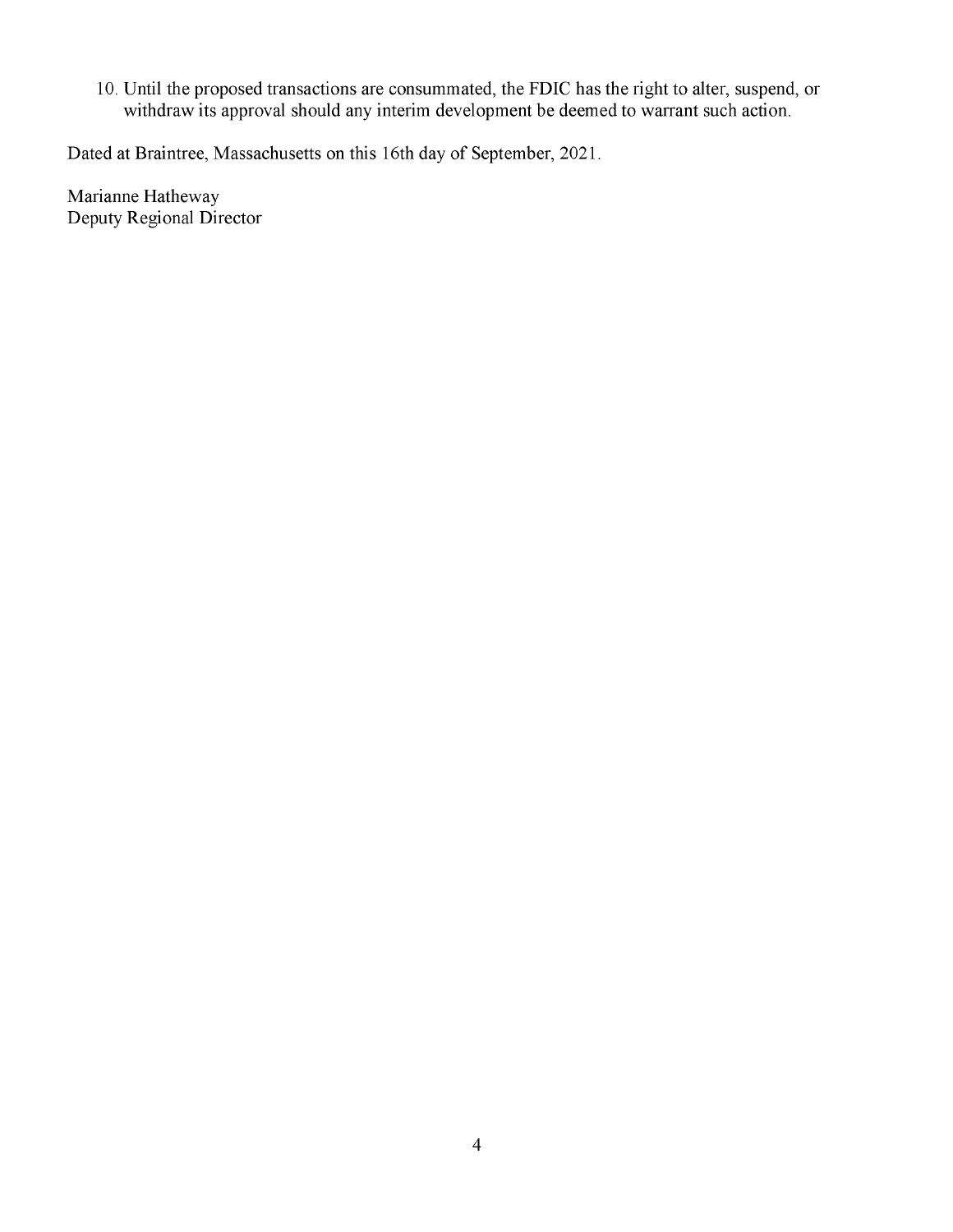10. Until the proposed transactions are consummated, the FDIC has the right to alter, suspend, or withdraw its approval should any interim development be deemed to warrant such action.

Dated at Braintree, Massachusetts on this 16th day of September, 2021.

Marianne Hatheway
Deputy Regional Director